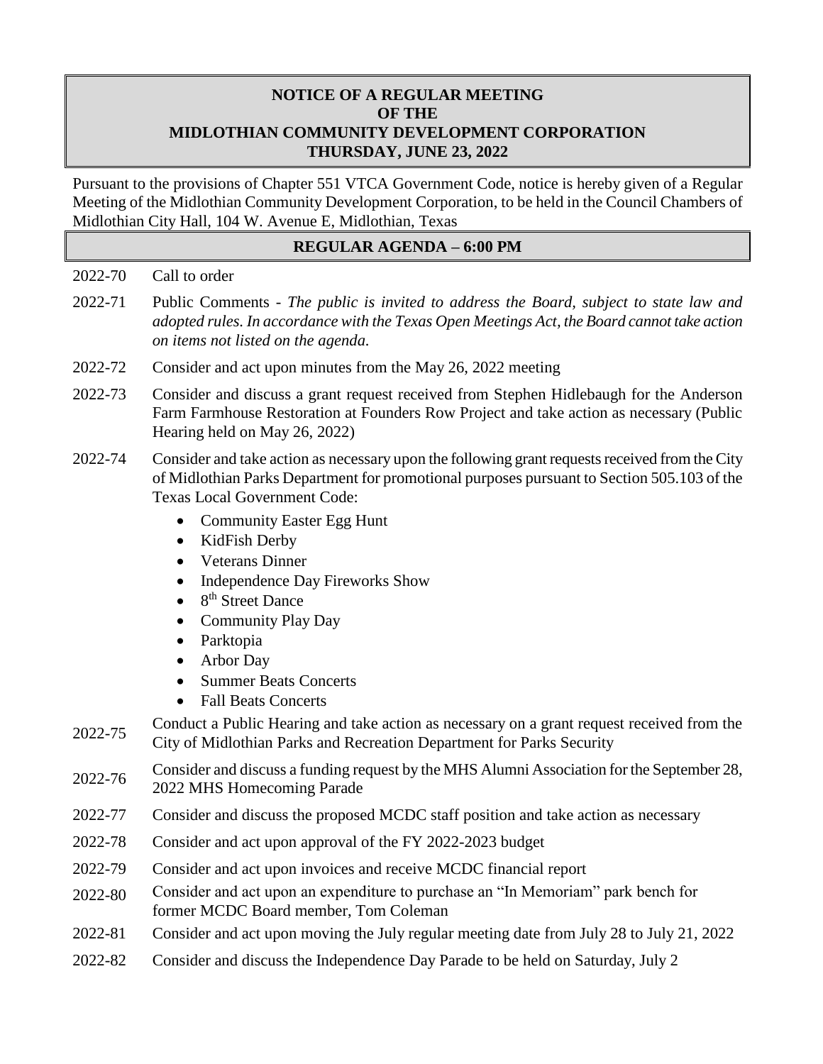# NOTICE OF A REGULAR MEETING OF THE MIDLOTHIAN COMMUNITY DEVELOPMENT CORPORATION THURSDAY, JUNE 23, 2022

Pursuant to the provisions of Chapter 551 VTCA Government Code, notice is hereby given of a Regular Meeting of the Midlothian Community Development Corporation, to be held in the Council Chambers of Midlothian City Hall, 104 W. Avenue E, Midlothian, Texas

## REGULAR AGENDA – 6:00 PM

2022-70 Call to order

2022-71 Public Comments - *The public is invited to address the Board, subject to state law and adopted rules. In accordance with the Texas Open Meetings Act, the Board cannot take action on items not listed on the agenda.*

2022-72 Consider and act upon minutes from the May 26, 2022 meeting

2022-73 Consider and discuss a grant request received from Stephen Hidlebaugh for the Anderson Farm Farmhouse Restoration at Founders Row Project and take action as necessary (Public Hearing held on May 26, 2022)

2022-74 Consider and take action as necessary upon the following grant requests received from the City of Midlothian Parks Department for promotional purposes pursuant to Section 505.103 of the Texas Local Government Code:

- Community Easter Egg Hunt
- KidFish Derby
- Veterans Dinner
- Independence Day Fireworks Show
- 8th Street Dance
- Community Play Day
- Parktopia
- Arbor Day
- Summer Beats Concerts
- Fall Beats Concerts

2022-75 Conduct a Public Hearing and take action as necessary on a grant request received from the City of Midlothian Parks and Recreation Department for Parks Security

2022-76 Consider and discuss a funding request by the MHS Alumni Association for the September 28, 2022 MHS Homecoming Parade

2022-77 Consider and discuss the proposed MCDC staff position and take action as necessary

2022-78 Consider and act upon approval of the FY 2022-2023 budget

2022-79 Consider and act upon invoices and receive MCDC financial report

2022-80 Consider and act upon an expenditure to purchase an "In Memoriam" park bench for former MCDC Board member, Tom Coleman

2022-81 Consider and act upon moving the July regular meeting date from July 28 to July 21, 2022

2022-82 Consider and discuss the Independence Day Parade to be held on Saturday, July 2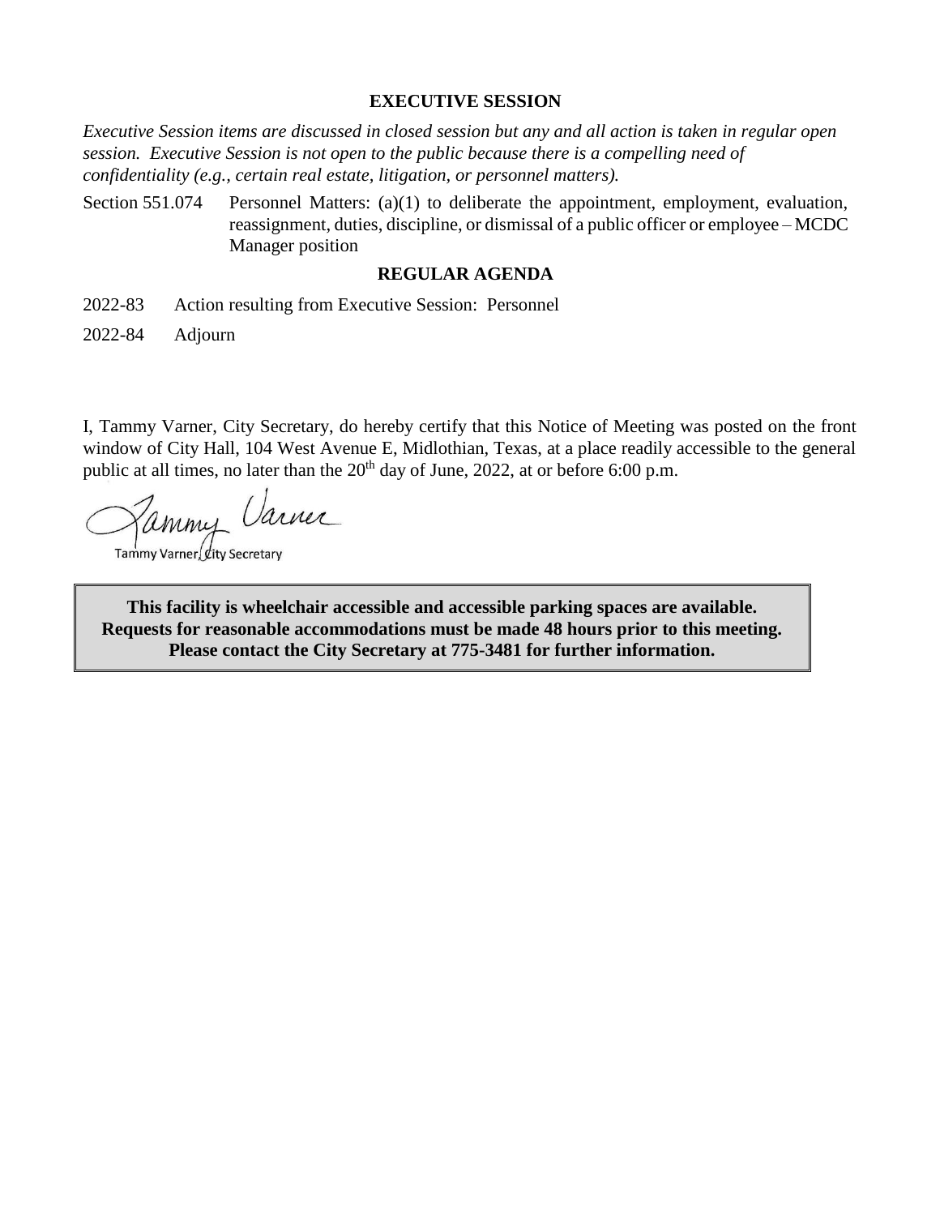## EXECUTIVE SESSION

*Executive Session items are discussed in closed session but any and all action is taken in regular open session. Executive Session is not open to the public because there is a compelling need of confidentiality (e.g., certain real estate, litigation, or personnel matters).*

Section 551.074 Personnel Matters: (a)(1) to deliberate the appointment, employment, evaluation, reassignment, duties, discipline, or dismissal of a public officer or employee – MCDC Manager position

## REGULAR AGENDA

2022-83 Action resulting from Executive Session: Personnel

2022-84 Adjourn

I, Tammy Varner, City Secretary, do hereby certify that this Notice of Meeting was posted on the front window of City Hall, 104 West Avenue E, Midlothian, Texas, at a place readily accessible to the general public at all times, no later than the 20th day of June, 2022, at or before 6:00 p.m.

Tammy Varner

Tammy Varner, City Secretary

**This facility is wheelchair accessible and accessible parking spaces are available. Requests for reasonable accommodations must be made 48 hours prior to this meeting. Please contact the City Secretary at 775-3481 for further information.**